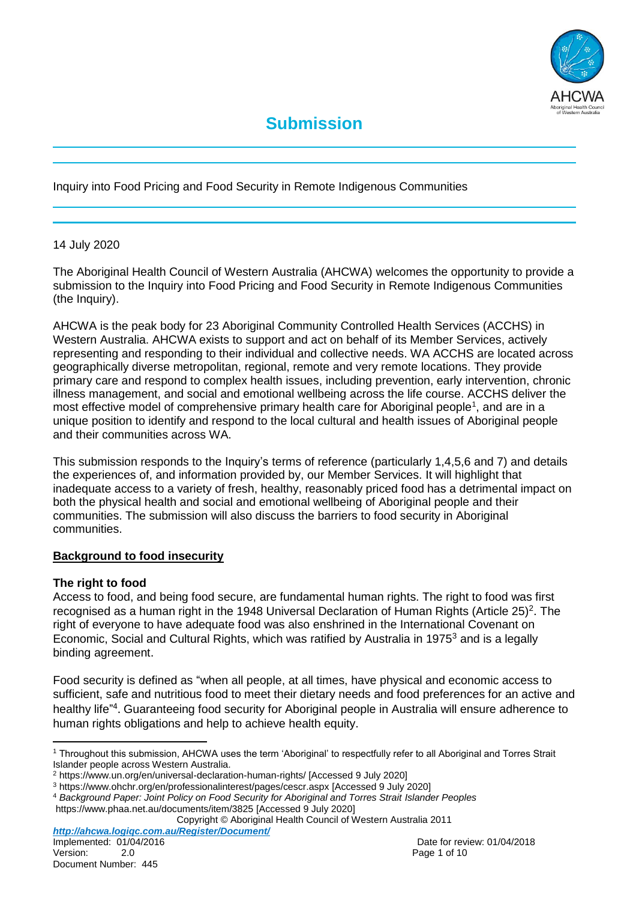# Submission

Inquiry into Food Pricing and Food Security in Remote Indigenous Communities

14 July 2020

The Aboriginal Health Council of Western Australia (AHCWA) welcomes the opportunity to provide a submission to the Inquiry into Food Pricing and Food Security in Remote Indigenous Communities (the Inquiry).

AHCWA is the peak body for 23 Aboriginal Community Controlled Health Services (ACCHS) in Western Australia. AHCWA exists to support and act on behalf of its Member Services, actively representing and responding to their individual and collective needs. WA ACCHS are located across geographically diverse metropolitan, regional, remote and very remote locations. They provide primary care and respond to complex health issues, including prevention, early intervention, chronic illness management, and social and emotional wellbeing across the life course. ACCHS deliver the most effective model of comprehensive primary health care for Aboriginal people[1], and are in a unique position to identify and respond to the local cultural and health issues of Aboriginal people and their communities across WA.

This submission responds to the Inquiry's terms of reference (particularly 1,4,5,6 and 7) and details the experiences of, and information provided by, our Member Services. It will highlight that inadequate access to a variety of fresh, healthy, reasonably priced food has a detrimental impact on both the physical health and social and emotional wellbeing of Aboriginal people and their communities. The submission will also discuss the barriers to food security in Aboriginal communities.

## Background to food insecurity

### The right to food

Access to food, and being food secure, are fundamental human rights. The right to food was first recognised as a human right in the 1948 Universal Declaration of Human Rights (Article 25)[2]. The right of everyone to have adequate food was also enshrined in the International Covenant on Economic, Social and Cultural Rights, which was ratified by Australia in 1975[3] and is a legally binding agreement.

Food security is defined as "when all people, at all times, have physical and economic access to sufficient, safe and nutritious food to meet their dietary needs and food preferences for an active and healthy life"[4]. Guaranteeing food security for Aboriginal people in Australia will ensure adherence to human rights obligations and help to achieve health equity.

---

[1] Throughout this submission, AHCWA uses the term 'Aboriginal' to respectfully refer to all Aboriginal and Torres Strait Islander people across Western Australia.

[2] https://www.un.org/en/universal-declaration-human-rights/ [Accessed 9 July 2020]

[3] https://www.ohchr.org/en/professionalinterest/pages/cescr.aspx [Accessed 9 July 2020]

[4] *Background Paper: Joint Policy on Food Security for Aboriginal and Torres Strait Islander Peoples* https://www.phaa.net.au/documents/item/3825 [Accessed 9 July 2020]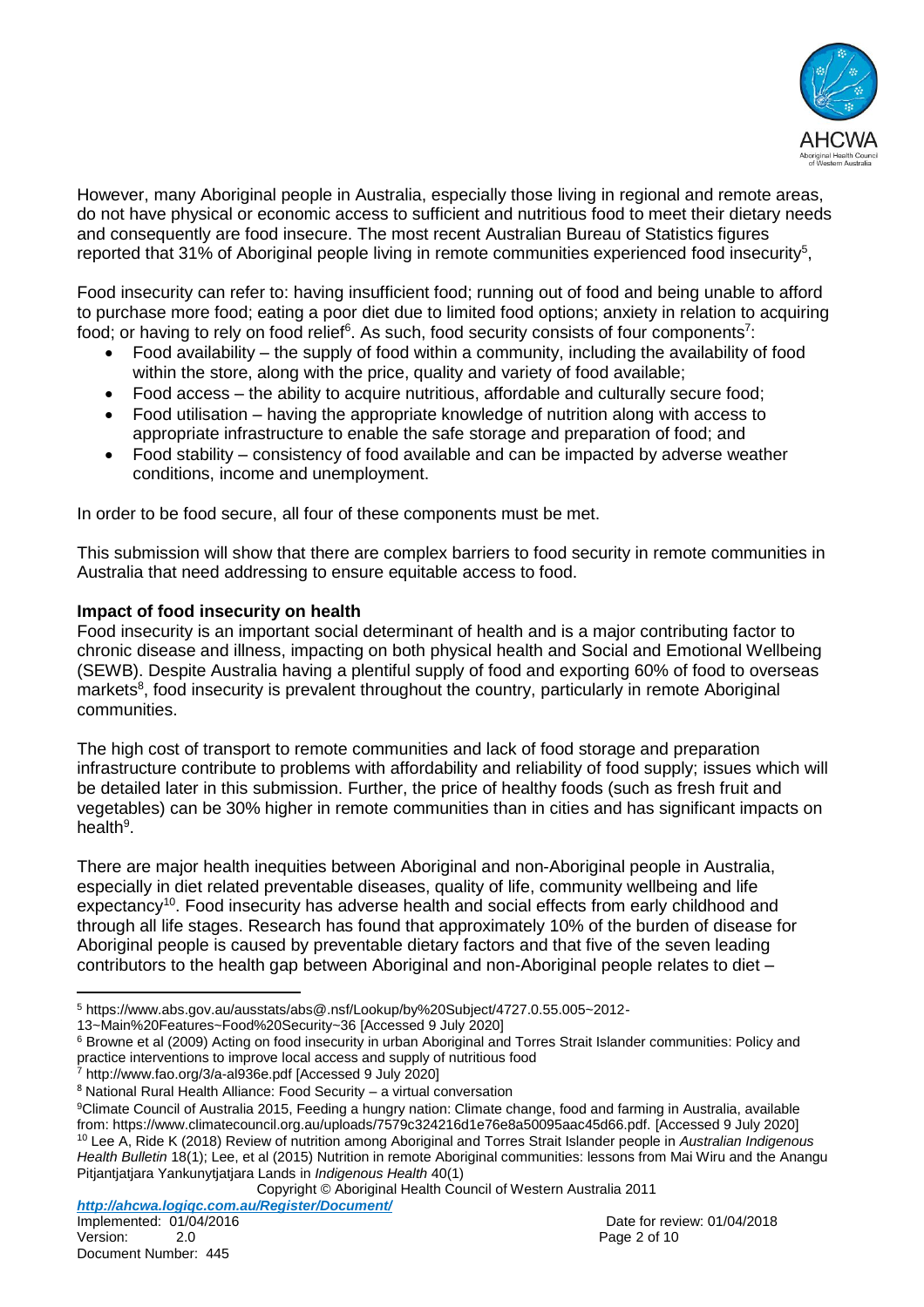However, many Aboriginal people in Australia, especially those living in regional and remote areas, do not have physical or economic access to sufficient and nutritious food to meet their dietary needs and consequently are food insecure. The most recent Australian Bureau of Statistics figures reported that 31% of Aboriginal people living in remote communities experienced food insecurity[5],

Food insecurity can refer to: having insufficient food; running out of food and being unable to afford to purchase more food; eating a poor diet due to limited food options; anxiety in relation to acquiring food; or having to rely on food relief[6]. As such, food security consists of four components[7]:

- Food availability – the supply of food within a community, including the availability of food within the store, along with the price, quality and variety of food available;
- Food access – the ability to acquire nutritious, affordable and culturally secure food;
- Food utilisation – having the appropriate knowledge of nutrition along with access to appropriate infrastructure to enable the safe storage and preparation of food; and
- Food stability – consistency of food available and can be impacted by adverse weather conditions, income and unemployment.

In order to be food secure, all four of these components must be met.

This submission will show that there are complex barriers to food security in remote communities in Australia that need addressing to ensure equitable access to food.

**Impact of food insecurity on health**

Food insecurity is an important social determinant of health and is a major contributing factor to chronic disease and illness, impacting on both physical health and Social and Emotional Wellbeing (SEWB). Despite Australia having a plentiful supply of food and exporting 60% of food to overseas markets[8], food insecurity is prevalent throughout the country, particularly in remote Aboriginal communities.

The high cost of transport to remote communities and lack of food storage and preparation infrastructure contribute to problems with affordability and reliability of food supply; issues which will be detailed later in this submission. Further, the price of healthy foods (such as fresh fruit and vegetables) can be 30% higher in remote communities than in cities and has significant impacts on health[9].

There are major health inequities between Aboriginal and non-Aboriginal people in Australia, especially in diet related preventable diseases, quality of life, community wellbeing and life expectancy[10]. Food insecurity has adverse health and social effects from early childhood and through all life stages. Research has found that approximately 10% of the burden of disease for Aboriginal people is caused by preventable dietary factors and that five of the seven leading contributors to the health gap between Aboriginal and non-Aboriginal people relates to diet –

---

[5] https://www.abs.gov.au/ausstats/abs@.nsf/Lookup/by%20Subject/4727.0.55.005~2012-13~Main%20Features~Food%20Security~36 [Accessed 9 July 2020]

[6] Browne et al (2009) Acting on food insecurity in urban Aboriginal and Torres Strait Islander communities: Policy and practice interventions to improve local access and supply of nutritious food

[7] http://www.fao.org/3/a-al936e.pdf [Accessed 9 July 2020]

[8] National Rural Health Alliance: Food Security – a virtual conversation

[9] Climate Council of Australia 2015, Feeding a hungry nation: Climate change, food and farming in Australia, available from: https://www.climatecouncil.org.au/uploads/7579c324216d1e76e8a50095aac45d66.pdf. [Accessed 9 July 2020]

[10] Lee A, Ride K (2018) Review of nutrition among Aboriginal and Torres Strait Islander people in *Australian Indigenous Health Bulletin* 18(1); Lee, et al (2015) Nutrition in remote Aboriginal communities: lessons from Mai Wiru and the Anangu Pitjantjatjara Yankunytjatjara Lands in *Indigenous Health* 40(1)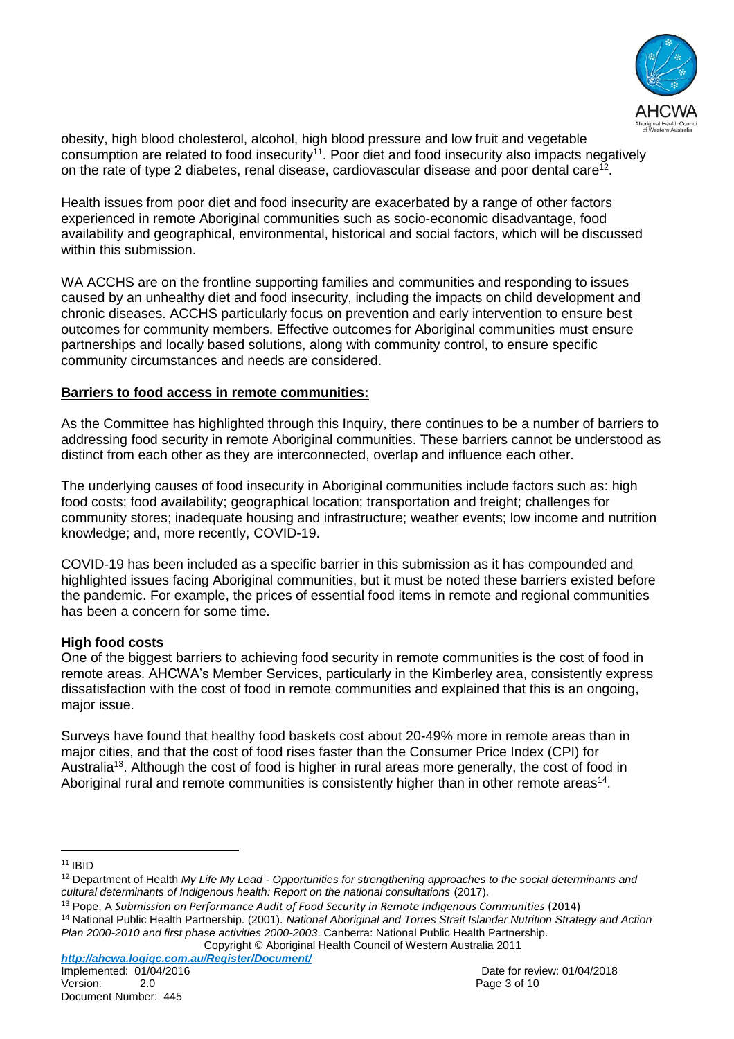obesity, high blood cholesterol, alcohol, high blood pressure and low fruit and vegetable consumption are related to food insecurity[11]. Poor diet and food insecurity also impacts negatively on the rate of type 2 diabetes, renal disease, cardiovascular disease and poor dental care[12].

Health issues from poor diet and food insecurity are exacerbated by a range of other factors experienced in remote Aboriginal communities such as socio-economic disadvantage, food availability and geographical, environmental, historical and social factors, which will be discussed within this submission.

WA ACCHS are on the frontline supporting families and communities and responding to issues caused by an unhealthy diet and food insecurity, including the impacts on child development and chronic diseases. ACCHS particularly focus on prevention and early intervention to ensure best outcomes for community members. Effective outcomes for Aboriginal communities must ensure partnerships and locally based solutions, along with community control, to ensure specific community circumstances and needs are considered.

## Barriers to food access in remote communities:

As the Committee has highlighted through this Inquiry, there continues to be a number of barriers to addressing food security in remote Aboriginal communities. These barriers cannot be understood as distinct from each other as they are interconnected, overlap and influence each other.

The underlying causes of food insecurity in Aboriginal communities include factors such as: high food costs; food availability; geographical location; transportation and freight; challenges for community stores; inadequate housing and infrastructure; weather events; low income and nutrition knowledge; and, more recently, COVID-19.

COVID-19 has been included as a specific barrier in this submission as it has compounded and highlighted issues facing Aboriginal communities, but it must be noted these barriers existed before the pandemic. For example, the prices of essential food items in remote and regional communities has been a concern for some time.

### High food costs

One of the biggest barriers to achieving food security in remote communities is the cost of food in remote areas. AHCWA's Member Services, particularly in the Kimberley area, consistently express dissatisfaction with the cost of food in remote communities and explained that this is an ongoing, major issue.

Surveys have found that healthy food baskets cost about 20-49% more in remote areas than in major cities, and that the cost of food rises faster than the Consumer Price Index (CPI) for Australia[13]. Although the cost of food is higher in rural areas more generally, the cost of food in Aboriginal rural and remote communities is consistently higher than in other remote areas[14].

---

[11] IBID

[12] Department of Health *My Life My Lead - Opportunities for strengthening approaches to the social determinants and cultural determinants of Indigenous health: Report on the national consultations* (2017).

[13] Pope, A *Submission on Performance Audit of Food Security in Remote Indigenous Communities* (2014)

[14] National Public Health Partnership. (2001). *National Aboriginal and Torres Strait Islander Nutrition Strategy and Action Plan 2000-2010 and first phase activities 2000-2003*. Canberra: National Public Health Partnership.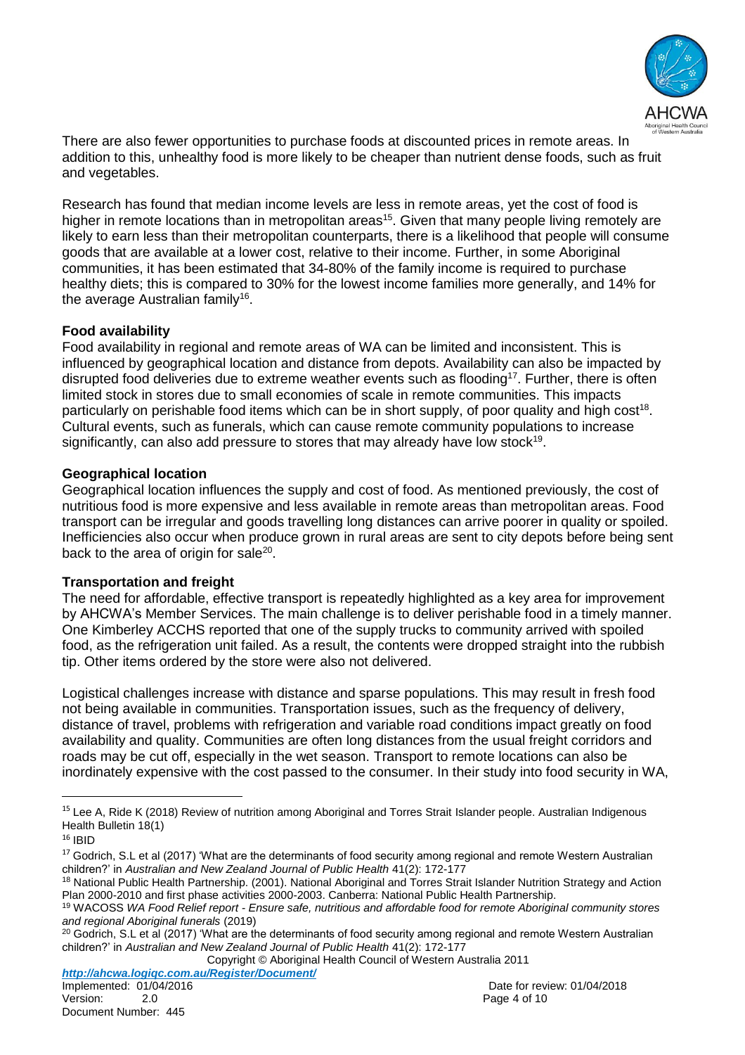There are also fewer opportunities to purchase foods at discounted prices in remote areas. In addition to this, unhealthy food is more likely to be cheaper than nutrient dense foods, such as fruit and vegetables.

Research has found that median income levels are less in remote areas, yet the cost of food is higher in remote locations than in metropolitan areas[15]. Given that many people living remotely are likely to earn less than their metropolitan counterparts, there is a likelihood that people will consume goods that are available at a lower cost, relative to their income. Further, in some Aboriginal communities, it has been estimated that 34-80% of the family income is required to purchase healthy diets; this is compared to 30% for the lowest income families more generally, and 14% for the average Australian family[16].

**Food availability**

Food availability in regional and remote areas of WA can be limited and inconsistent. This is influenced by geographical location and distance from depots. Availability can also be impacted by disrupted food deliveries due to extreme weather events such as flooding[17]. Further, there is often limited stock in stores due to small economies of scale in remote communities. This impacts particularly on perishable food items which can be in short supply, of poor quality and high cost[18]. Cultural events, such as funerals, which can cause remote community populations to increase significantly, can also add pressure to stores that may already have low stock[19].

**Geographical location**

Geographical location influences the supply and cost of food. As mentioned previously, the cost of nutritious food is more expensive and less available in remote areas than metropolitan areas. Food transport can be irregular and goods travelling long distances can arrive poorer in quality or spoiled. Inefficiencies also occur when produce grown in rural areas are sent to city depots before being sent back to the area of origin for sale[20].

**Transportation and freight**

The need for affordable, effective transport is repeatedly highlighted as a key area for improvement by AHCWA's Member Services. The main challenge is to deliver perishable food in a timely manner. One Kimberley ACCHS reported that one of the supply trucks to community arrived with spoiled food, as the refrigeration unit failed. As a result, the contents were dropped straight into the rubbish tip. Other items ordered by the store were also not delivered.

Logistical challenges increase with distance and sparse populations. This may result in fresh food not being available in communities. Transportation issues, such as the frequency of delivery, distance of travel, problems with refrigeration and variable road conditions impact greatly on food availability and quality. Communities are often long distances from the usual freight corridors and roads may be cut off, especially in the wet season. Transport to remote locations can also be inordinately expensive with the cost passed to the consumer. In their study into food security in WA,

---

[15] Lee A, Ride K (2018) Review of nutrition among Aboriginal and Torres Strait Islander people. Australian Indigenous Health Bulletin 18(1)

[16] IBID

[17] Godrich, S.L et al (2017) 'What are the determinants of food security among regional and remote Western Australian children?' in *Australian and New Zealand Journal of Public Health* 41(2): 172-177

[18] National Public Health Partnership. (2001). National Aboriginal and Torres Strait Islander Nutrition Strategy and Action Plan 2000-2010 and first phase activities 2000-2003. Canberra: National Public Health Partnership.

[19] WACOSS *WA Food Relief report - Ensure safe, nutritious and affordable food for remote Aboriginal community stores and regional Aboriginal funerals* (2019)

[20] Godrich, S.L et al (2017) 'What are the determinants of food security among regional and remote Western Australian children?' in *Australian and New Zealand Journal of Public Health* 41(2): 172-177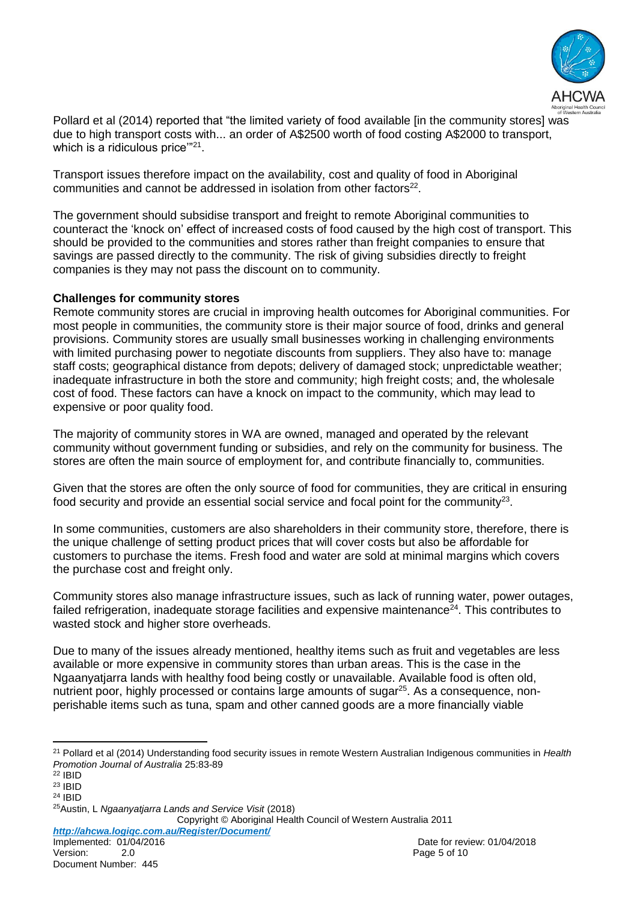Pollard et al (2014) reported that "the limited variety of food available [in the community stores] was due to high transport costs with... an order of A$2500 worth of food costing A$2000 to transport, which is a ridiculous price'"[21].

Transport issues therefore impact on the availability, cost and quality of food in Aboriginal communities and cannot be addressed in isolation from other factors[22].

The government should subsidise transport and freight to remote Aboriginal communities to counteract the 'knock on' effect of increased costs of food caused by the high cost of transport. This should be provided to the communities and stores rather than freight companies to ensure that savings are passed directly to the community. The risk of giving subsidies directly to freight companies is they may not pass the discount on to community.

**Challenges for community stores**

Remote community stores are crucial in improving health outcomes for Aboriginal communities. For most people in communities, the community store is their major source of food, drinks and general provisions. Community stores are usually small businesses working in challenging environments with limited purchasing power to negotiate discounts from suppliers. They also have to: manage staff costs; geographical distance from depots; delivery of damaged stock; unpredictable weather; inadequate infrastructure in both the store and community; high freight costs; and, the wholesale cost of food. These factors can have a knock on impact to the community, which may lead to expensive or poor quality food.

The majority of community stores in WA are owned, managed and operated by the relevant community without government funding or subsidies, and rely on the community for business. The stores are often the main source of employment for, and contribute financially to, communities.

Given that the stores are often the only source of food for communities, they are critical in ensuring food security and provide an essential social service and focal point for the community[23].

In some communities, customers are also shareholders in their community store, therefore, there is the unique challenge of setting product prices that will cover costs but also be affordable for customers to purchase the items. Fresh food and water are sold at minimal margins which covers the purchase cost and freight only.

Community stores also manage infrastructure issues, such as lack of running water, power outages, failed refrigeration, inadequate storage facilities and expensive maintenance[24]. This contributes to wasted stock and higher store overheads.

Due to many of the issues already mentioned, healthy items such as fruit and vegetables are less available or more expensive in community stores than urban areas. This is the case in the Ngaanyatjarra lands with healthy food being costly or unavailable. Available food is often old, nutrient poor, highly processed or contains large amounts of sugar[25]. As a consequence, non-perishable items such as tuna, spam and other canned goods are a more financially viable

---

[21] Pollard et al (2014) Understanding food security issues in remote Western Australian Indigenous communities in *Health Promotion Journal of Australia* 25:83-89

[22] IBID

[23] IBID

[24] IBID

[25] Austin, L *Ngaanyatjarra Lands and Service Visit* (2018)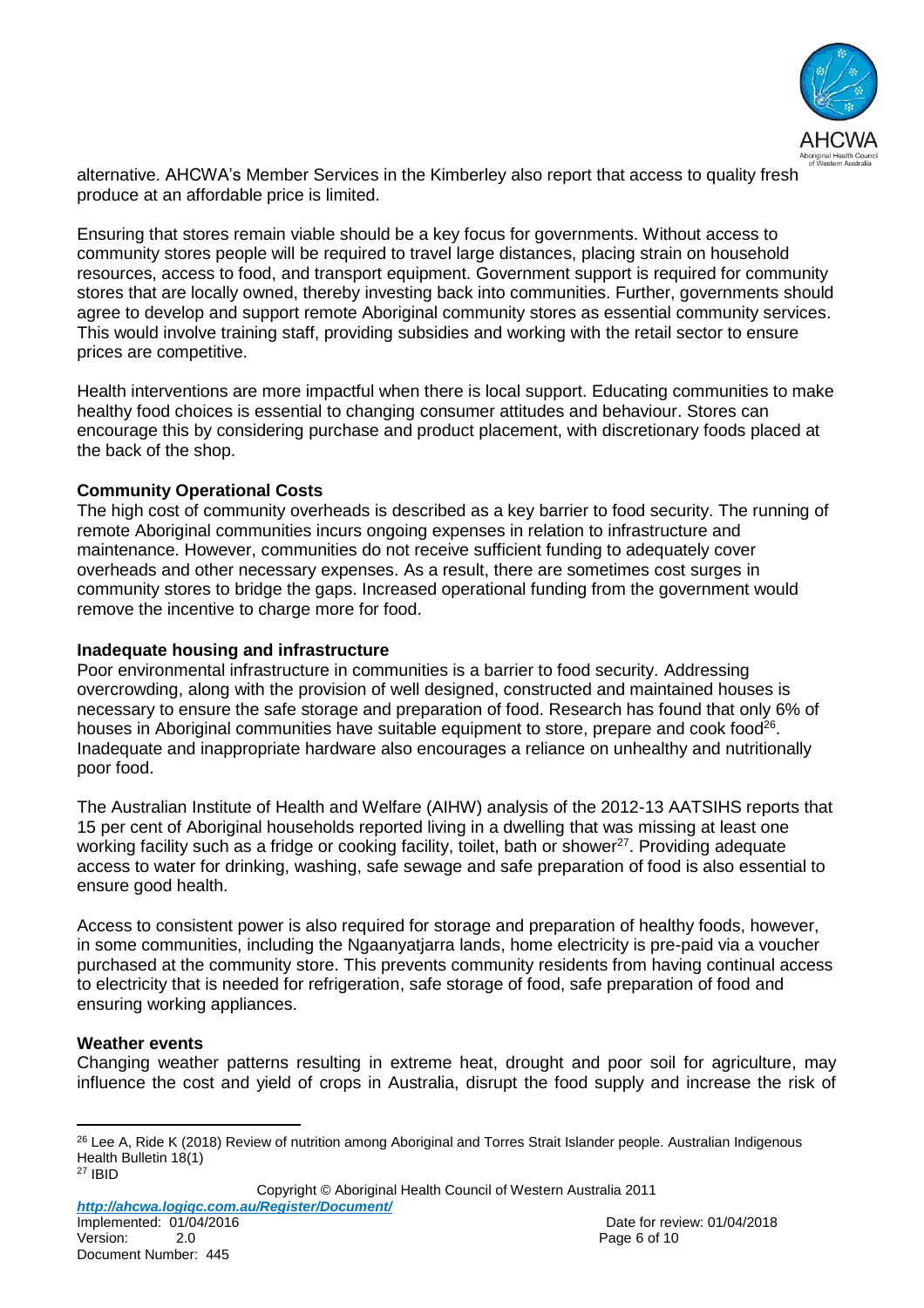alternative. AHCWA's Member Services in the Kimberley also report that access to quality fresh produce at an affordable price is limited.

Ensuring that stores remain viable should be a key focus for governments. Without access to community stores people will be required to travel large distances, placing strain on household resources, access to food, and transport equipment. Government support is required for community stores that are locally owned, thereby investing back into communities. Further, governments should agree to develop and support remote Aboriginal community stores as essential community services. This would involve training staff, providing subsidies and working with the retail sector to ensure prices are competitive.

Health interventions are more impactful when there is local support. Educating communities to make healthy food choices is essential to changing consumer attitudes and behaviour. Stores can encourage this by considering purchase and product placement, with discretionary foods placed at the back of the shop.

**Community Operational Costs**

The high cost of community overheads is described as a key barrier to food security. The running of remote Aboriginal communities incurs ongoing expenses in relation to infrastructure and maintenance. However, communities do not receive sufficient funding to adequately cover overheads and other necessary expenses. As a result, there are sometimes cost surges in community stores to bridge the gaps. Increased operational funding from the government would remove the incentive to charge more for food.

**Inadequate housing and infrastructure**

Poor environmental infrastructure in communities is a barrier to food security. Addressing overcrowding, along with the provision of well designed, constructed and maintained houses is necessary to ensure the safe storage and preparation of food. Research has found that only 6% of houses in Aboriginal communities have suitable equipment to store, prepare and cook food[26]. Inadequate and inappropriate hardware also encourages a reliance on unhealthy and nutritionally poor food.

The Australian Institute of Health and Welfare (AIHW) analysis of the 2012-13 AATSIHS reports that 15 per cent of Aboriginal households reported living in a dwelling that was missing at least one working facility such as a fridge or cooking facility, toilet, bath or shower[27]. Providing adequate access to water for drinking, washing, safe sewage and safe preparation of food is also essential to ensure good health.

Access to consistent power is also required for storage and preparation of healthy foods, however, in some communities, including the Ngaanyatjarra lands, home electricity is pre-paid via a voucher purchased at the community store. This prevents community residents from having continual access to electricity that is needed for refrigeration, safe storage of food, safe preparation of food and ensuring working appliances.

**Weather events**

Changing weather patterns resulting in extreme heat, drought and poor soil for agriculture, may influence the cost and yield of crops in Australia, disrupt the food supply and increase the risk of

---

[26] Lee A, Ride K (2018) Review of nutrition among Aboriginal and Torres Strait Islander people. Australian Indigenous Health Bulletin 18(1)

[27] IBID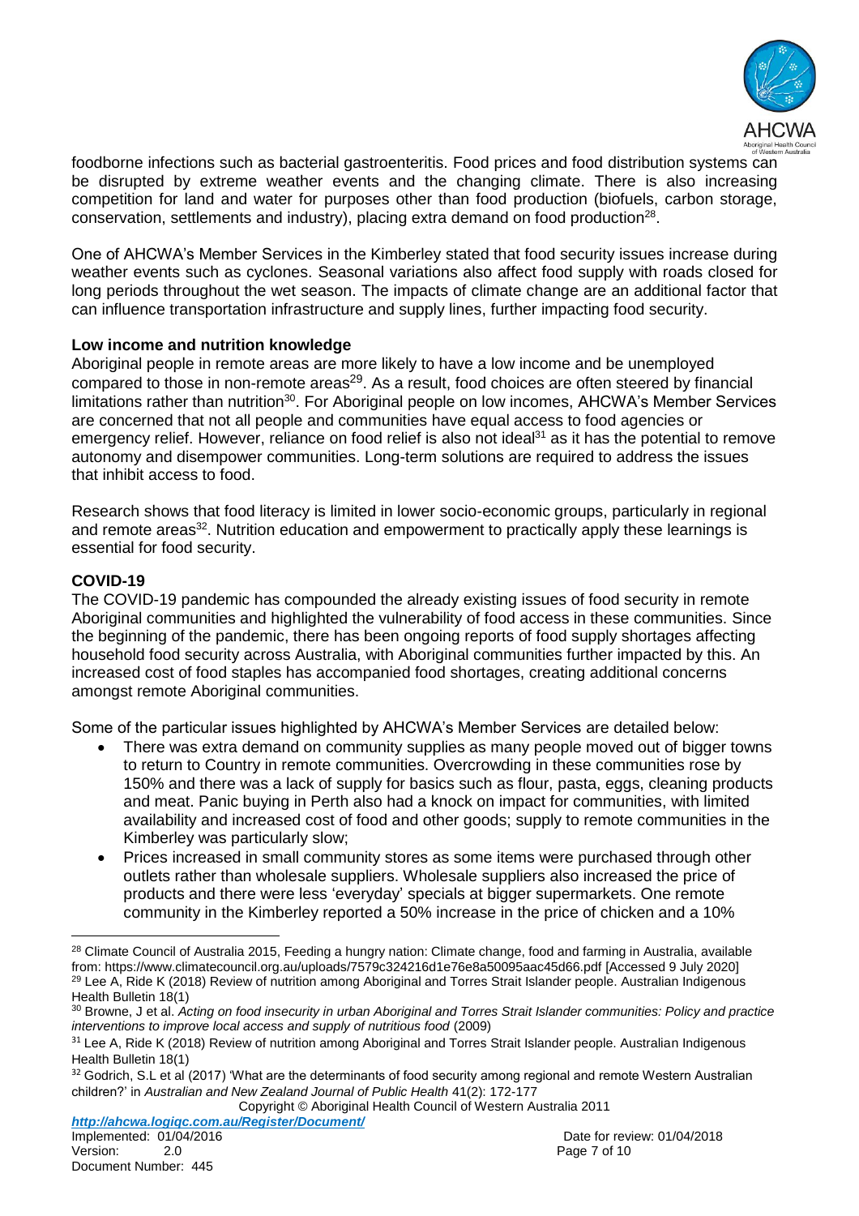foodborne infections such as bacterial gastroenteritis. Food prices and food distribution systems can be disrupted by extreme weather events and the changing climate. There is also increasing competition for land and water for purposes other than food production (biofuels, carbon storage, conservation, settlements and industry), placing extra demand on food production[28].

One of AHCWA's Member Services in the Kimberley stated that food security issues increase during weather events such as cyclones. Seasonal variations also affect food supply with roads closed for long periods throughout the wet season. The impacts of climate change are an additional factor that can influence transportation infrastructure and supply lines, further impacting food security.

**Low income and nutrition knowledge**

Aboriginal people in remote areas are more likely to have a low income and be unemployed compared to those in non-remote areas[29]. As a result, food choices are often steered by financial limitations rather than nutrition[30]. For Aboriginal people on low incomes, AHCWA's Member Services are concerned that not all people and communities have equal access to food agencies or emergency relief. However, reliance on food relief is also not ideal[31] as it has the potential to remove autonomy and disempower communities. Long-term solutions are required to address the issues that inhibit access to food.

Research shows that food literacy is limited in lower socio-economic groups, particularly in regional and remote areas[32]. Nutrition education and empowerment to practically apply these learnings is essential for food security.

**COVID-19**

The COVID-19 pandemic has compounded the already existing issues of food security in remote Aboriginal communities and highlighted the vulnerability of food access in these communities. Since the beginning of the pandemic, there has been ongoing reports of food supply shortages affecting household food security across Australia, with Aboriginal communities further impacted by this. An increased cost of food staples has accompanied food shortages, creating additional concerns amongst remote Aboriginal communities.

Some of the particular issues highlighted by AHCWA's Member Services are detailed below:

- There was extra demand on community supplies as many people moved out of bigger towns to return to Country in remote communities. Overcrowding in these communities rose by 150% and there was a lack of supply for basics such as flour, pasta, eggs, cleaning products and meat. Panic buying in Perth also had a knock on impact for communities, with limited availability and increased cost of food and other goods; supply to remote communities in the Kimberley was particularly slow;
- Prices increased in small community stores as some items were purchased through other outlets rather than wholesale suppliers. Wholesale suppliers also increased the price of products and there were less 'everyday' specials at bigger supermarkets. One remote community in the Kimberley reported a 50% increase in the price of chicken and a 10%

---

[28] Climate Council of Australia 2015, Feeding a hungry nation: Climate change, food and farming in Australia, available from: https://www.climatecouncil.org.au/uploads/7579c324216d1e76e8a50095aac45d66.pdf [Accessed 9 July 2020]

[29] Lee A, Ride K (2018) Review of nutrition among Aboriginal and Torres Strait Islander people. Australian Indigenous Health Bulletin 18(1)

[30] Browne, J et al. *Acting on food insecurity in urban Aboriginal and Torres Strait Islander communities: Policy and practice interventions to improve local access and supply of nutritious food* (2009)

[31] Lee A, Ride K (2018) Review of nutrition among Aboriginal and Torres Strait Islander people. Australian Indigenous Health Bulletin 18(1)

[32] Godrich, S.L et al (2017) 'What are the determinants of food security among regional and remote Western Australian children?' in *Australian and New Zealand Journal of Public Health* 41(2): 172-177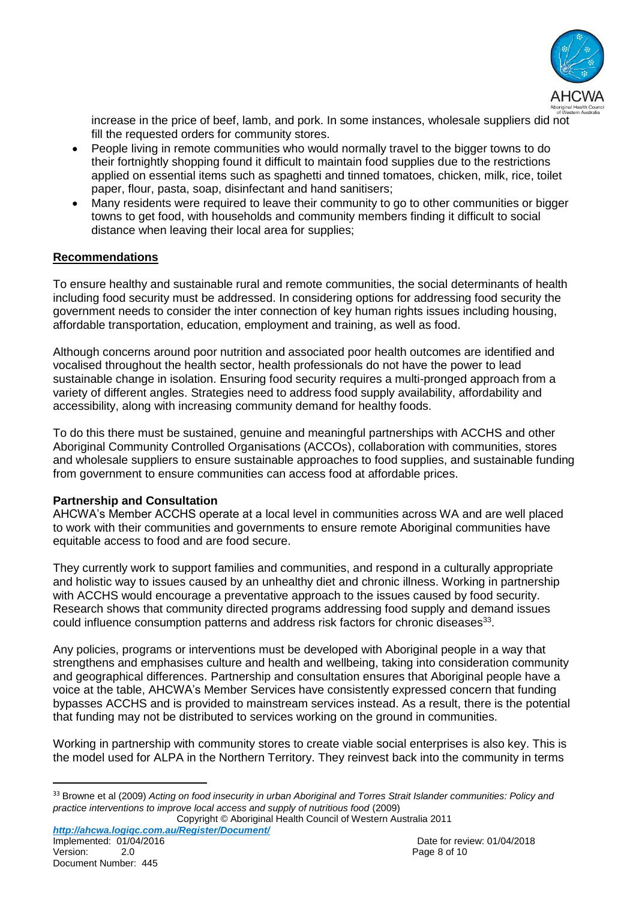increase in the price of beef, lamb, and pork. In some instances, wholesale suppliers did not fill the requested orders for community stores.

- People living in remote communities who would normally travel to the bigger towns to do their fortnightly shopping found it difficult to maintain food supplies due to the restrictions applied on essential items such as spaghetti and tinned tomatoes, chicken, milk, rice, toilet paper, flour, pasta, soap, disinfectant and hand sanitisers;
- Many residents were required to leave their community to go to other communities or bigger towns to get food, with households and community members finding it difficult to social distance when leaving their local area for supplies;

## Recommendations

To ensure healthy and sustainable rural and remote communities, the social determinants of health including food security must be addressed. In considering options for addressing food security the government needs to consider the inter connection of key human rights issues including housing, affordable transportation, education, employment and training, as well as food.

Although concerns around poor nutrition and associated poor health outcomes are identified and vocalised throughout the health sector, health professionals do not have the power to lead sustainable change in isolation. Ensuring food security requires a multi-pronged approach from a variety of different angles. Strategies need to address food supply availability, affordability and accessibility, along with increasing community demand for healthy foods.

To do this there must be sustained, genuine and meaningful partnerships with ACCHS and other Aboriginal Community Controlled Organisations (ACCOs), collaboration with communities, stores and wholesale suppliers to ensure sustainable approaches to food supplies, and sustainable funding from government to ensure communities can access food at affordable prices.

### Partnership and Consultation

AHCWA's Member ACCHS operate at a local level in communities across WA and are well placed to work with their communities and governments to ensure remote Aboriginal communities have equitable access to food and are food secure.

They currently work to support families and communities, and respond in a culturally appropriate and holistic way to issues caused by an unhealthy diet and chronic illness. Working in partnership with ACCHS would encourage a preventative approach to the issues caused by food security. Research shows that community directed programs addressing food supply and demand issues could influence consumption patterns and address risk factors for chronic diseases[33].

Any policies, programs or interventions must be developed with Aboriginal people in a way that strengthens and emphasises culture and health and wellbeing, taking into consideration community and geographical differences. Partnership and consultation ensures that Aboriginal people have a voice at the table, AHCWA's Member Services have consistently expressed concern that funding bypasses ACCHS and is provided to mainstream services instead. As a result, there is the potential that funding may not be distributed to services working on the ground in communities.

Working in partnership with community stores to create viable social enterprises is also key. This is the model used for ALPA in the Northern Territory. They reinvest back into the community in terms

[33] Browne et al (2009) *Acting on food insecurity in urban Aboriginal and Torres Strait Islander communities: Policy and practice interventions to improve local access and supply of nutritious food* (2009)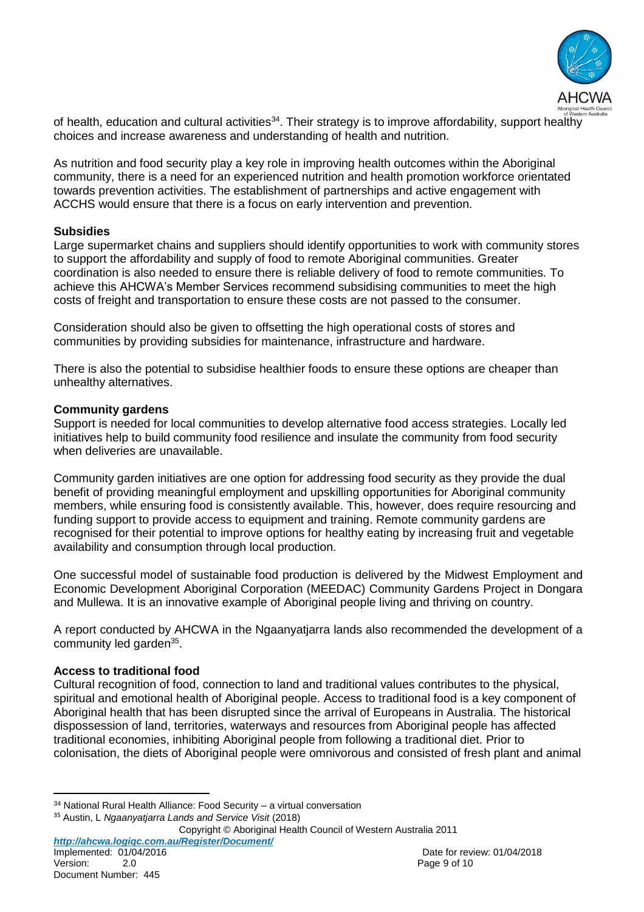of health, education and cultural activities[34]. Their strategy is to improve affordability, support healthy choices and increase awareness and understanding of health and nutrition.

As nutrition and food security play a key role in improving health outcomes within the Aboriginal community, there is a need for an experienced nutrition and health promotion workforce orientated towards prevention activities. The establishment of partnerships and active engagement with ACCHS would ensure that there is a focus on early intervention and prevention.

**Subsidies**

Large supermarket chains and suppliers should identify opportunities to work with community stores to support the affordability and supply of food to remote Aboriginal communities. Greater coordination is also needed to ensure there is reliable delivery of food to remote communities. To achieve this AHCWA's Member Services recommend subsidising communities to meet the high costs of freight and transportation to ensure these costs are not passed to the consumer.

Consideration should also be given to offsetting the high operational costs of stores and communities by providing subsidies for maintenance, infrastructure and hardware.

There is also the potential to subsidise healthier foods to ensure these options are cheaper than unhealthy alternatives.

**Community gardens**

Support is needed for local communities to develop alternative food access strategies. Locally led initiatives help to build community food resilience and insulate the community from food security when deliveries are unavailable.

Community garden initiatives are one option for addressing food security as they provide the dual benefit of providing meaningful employment and upskilling opportunities for Aboriginal community members, while ensuring food is consistently available. This, however, does require resourcing and funding support to provide access to equipment and training. Remote community gardens are recognised for their potential to improve options for healthy eating by increasing fruit and vegetable availability and consumption through local production.

One successful model of sustainable food production is delivered by the Midwest Employment and Economic Development Aboriginal Corporation (MEEDAC) Community Gardens Project in Dongara and Mullewa. It is an innovative example of Aboriginal people living and thriving on country.

A report conducted by AHCWA in the Ngaanyatjarra lands also recommended the development of a community led garden[35].

**Access to traditional food**

Cultural recognition of food, connection to land and traditional values contributes to the physical, spiritual and emotional health of Aboriginal people. Access to traditional food is a key component of Aboriginal health that has been disrupted since the arrival of Europeans in Australia. The historical dispossession of land, territories, waterways and resources from Aboriginal people has affected traditional economies, inhibiting Aboriginal people from following a traditional diet. Prior to colonisation, the diets of Aboriginal people were omnivorous and consisted of fresh plant and animal

---

[34] National Rural Health Alliance: Food Security – a virtual conversation

[35] Austin, L *Ngaanyatjarra Lands and Service Visit* (2018)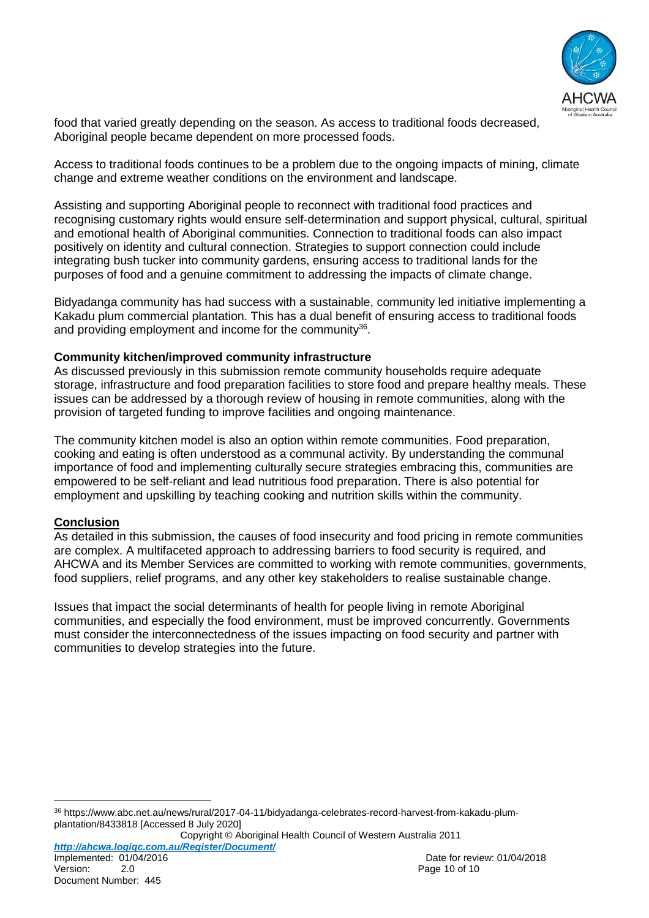food that varied greatly depending on the season. As access to traditional foods decreased, Aboriginal people became dependent on more processed foods.

Access to traditional foods continues to be a problem due to the ongoing impacts of mining, climate change and extreme weather conditions on the environment and landscape.

Assisting and supporting Aboriginal people to reconnect with traditional food practices and recognising customary rights would ensure self-determination and support physical, cultural, spiritual and emotional health of Aboriginal communities. Connection to traditional foods can also impact positively on identity and cultural connection. Strategies to support connection could include integrating bush tucker into community gardens, ensuring access to traditional lands for the purposes of food and a genuine commitment to addressing the impacts of climate change.

Bidyadanga community has had success with a sustainable, community led initiative implementing a Kakadu plum commercial plantation. This has a dual benefit of ensuring access to traditional foods and providing employment and income for the community[36].

**Community kitchen/improved community infrastructure**

As discussed previously in this submission remote community households require adequate storage, infrastructure and food preparation facilities to store food and prepare healthy meals. These issues can be addressed by a thorough review of housing in remote communities, along with the provision of targeted funding to improve facilities and ongoing maintenance.

The community kitchen model is also an option within remote communities. Food preparation, cooking and eating is often understood as a communal activity. By understanding the communal importance of food and implementing culturally secure strategies embracing this, communities are empowered to be self-reliant and lead nutritious food preparation. There is also potential for employment and upskilling by teaching cooking and nutrition skills within the community.

**Conclusion**

As detailed in this submission, the causes of food insecurity and food pricing in remote communities are complex. A multifaceted approach to addressing barriers to food security is required, and AHCWA and its Member Services are committed to working with remote communities, governments, food suppliers, relief programs, and any other key stakeholders to realise sustainable change.

Issues that impact the social determinants of health for people living in remote Aboriginal communities, and especially the food environment, must be improved concurrently. Governments must consider the interconnectedness of the issues impacting on food security and partner with communities to develop strategies into the future.

---

[36] https://www.abc.net.au/news/rural/2017-04-11/bidyadanga-celebrates-record-harvest-from-kakadu-plum-plantation/8433818 [Accessed 8 July 2020]